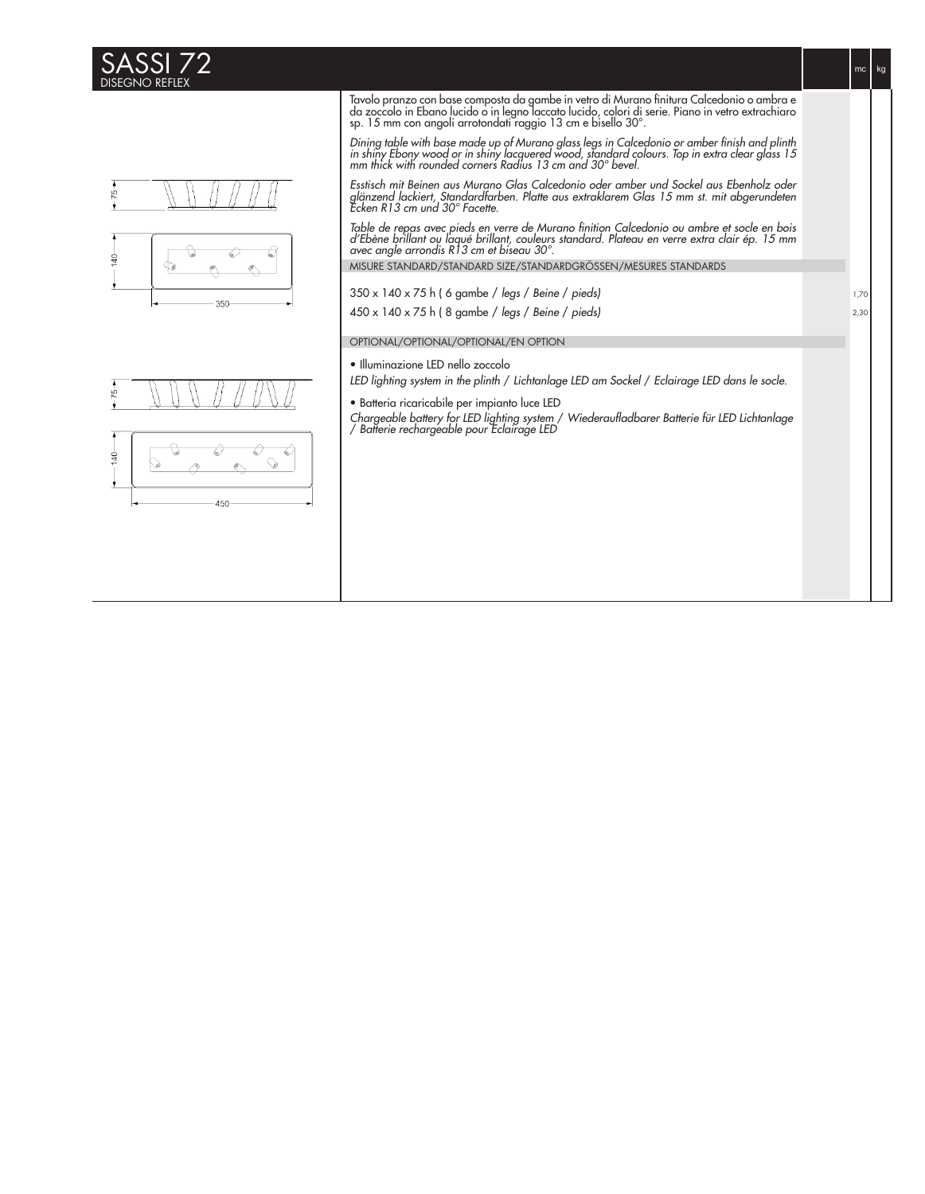# SASSI 72

DISEGNO REFLEX

Tavolo pranzo con base composta da gambe in vetro di Murano finitura Calcedonio o ambra e da zoccolo in Ebano lucido o in legno laccato lucido, colori di serie. Piano in vetro extrachiaro sp. 15 mm con angoli arrotondati raggio 13 cm e bisello 30°.

*Dining table with base made up of Murano glass legs in Calcedonio or amber finish and plinth in shiny Ebony wood or in shiny lacquered wood, standard colours. Top in extra clear glass 15 mm thick with rounded corners Radius 13 cm and 30° bevel.*

*Esstisch mit Beinen aus Murano Glas Calcedonio oder amber und Sockel aus Ebenholz oder glänzend lackiert, Standardfarben. Platte aus extraklarem Glas 15 mm st. mit abgerundeten Ecken R13 cm und 30° Facette.*

*Table de repas avec pieds en verre de Murano finition Calcedonio ou ambre et socle en bois d'Ebène brillant ou laqué brillant, couleurs standard. Plateau en verre extra clair ép. 15 mm avec angle arrondis R13 cm et biseau 30°.*

| MISURE STANDARD/STANDARD SIZE/STANDARDGRÖSSEN/MESURES STANDARDS | mc | kg |
|---|---|---|
| 350 x 140 x 75 h ( 6 gambe / *legs / Beine / pieds)* | 1,70 | |
| 450 x 140 x 75 h ( 8 gambe / *legs / Beine / pieds)* | 2,30 | |

OPTIONAL/OPTIONAL/OPTIONAL/EN OPTION

• Illuminazione LED nello zoccolo

*LED lighting system in the plinth / Lichtanlage LED am Sockel / Eclairage LED dans le socle.*

• Batteria ricaricabile per impianto luce LED

*Chargeable battery for LED lighting system / Wiederaufladbarer Batterie für LED Lichtanlage / Batterie rechargeable pour Eclairage LED*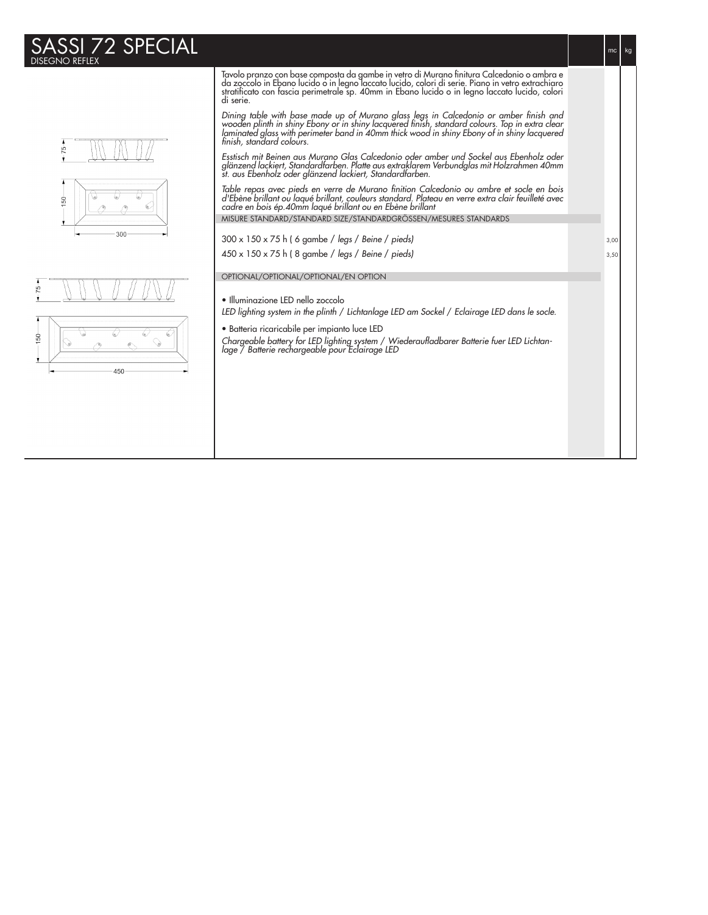# SASSI 72 SPECIAL

DISEGNO REFLEX

Tavolo pranzo con base composta da gambe in vetro di Murano finitura Calcedonio o ambra e da zoccolo in Ebano lucido o in legno laccato lucido, colori di serie. Piano in vetro extrachiaro stratificato con fascia perimetrale sp. 40mm in Ebano lucido o in legno laccato lucido, colori di serie.

*Dining table with base made up of Murano glass legs in Calcedonio or amber finish and wooden plinth in shiny Ebony or in shiny lacquered finish, standard colours. Top in extra clear laminated glass with perimeter band in 40mm thick wood in shiny Ebony of in shiny lacquered finish, standard colours.*

*Esstisch mit Beinen aus Murano Glas Calcedonio oder amber und Sockel aus Ebenholz oder glänzend lackiert, Standardfarben. Platte aus extraklarem Verbundglas mit Holzrahmen 40mm st. aus Ebenholz oder glänzend lackiert, Standardfarben.*

*Table repas avec pieds en verre de Murano finition Calcedonio ou ambre et socle en bois d'Ebène brillant ou laqué brillant, couleurs standard. Plateau en verre extra clair feuilleté avec cadre en bois ép.40mm laqué brillant ou en Ebène brillant*

75

150

300

75

150

450

| MISURE STANDARD/STANDARD SIZE/STANDARDGRÖSSEN/MESURES STANDARDS | mc | kg |
|---|---|---|
| 300 x 150 x 75 h ( 6 gambe / *legs / Beine / pieds)* | 3,00 | |
| 450 x 150 x 75 h ( 8 gambe / *legs / Beine / pieds)* | 3,50 | |

OPTIONAL/OPTIONAL/OPTIONAL/EN OPTION

- Illuminazione LED nello zoccolo

*LED lighting system in the plinth / Lichtanlage LED am Sockel / Eclairage LED dans le socle.*

- Batteria ricaricabile per impianto luce LED

*Chargeable battery for LED lighting system / Wiederaufladbarer Batterie fuer LED Lichtanlage / Batterie rechargeable pour Eclairage LED*